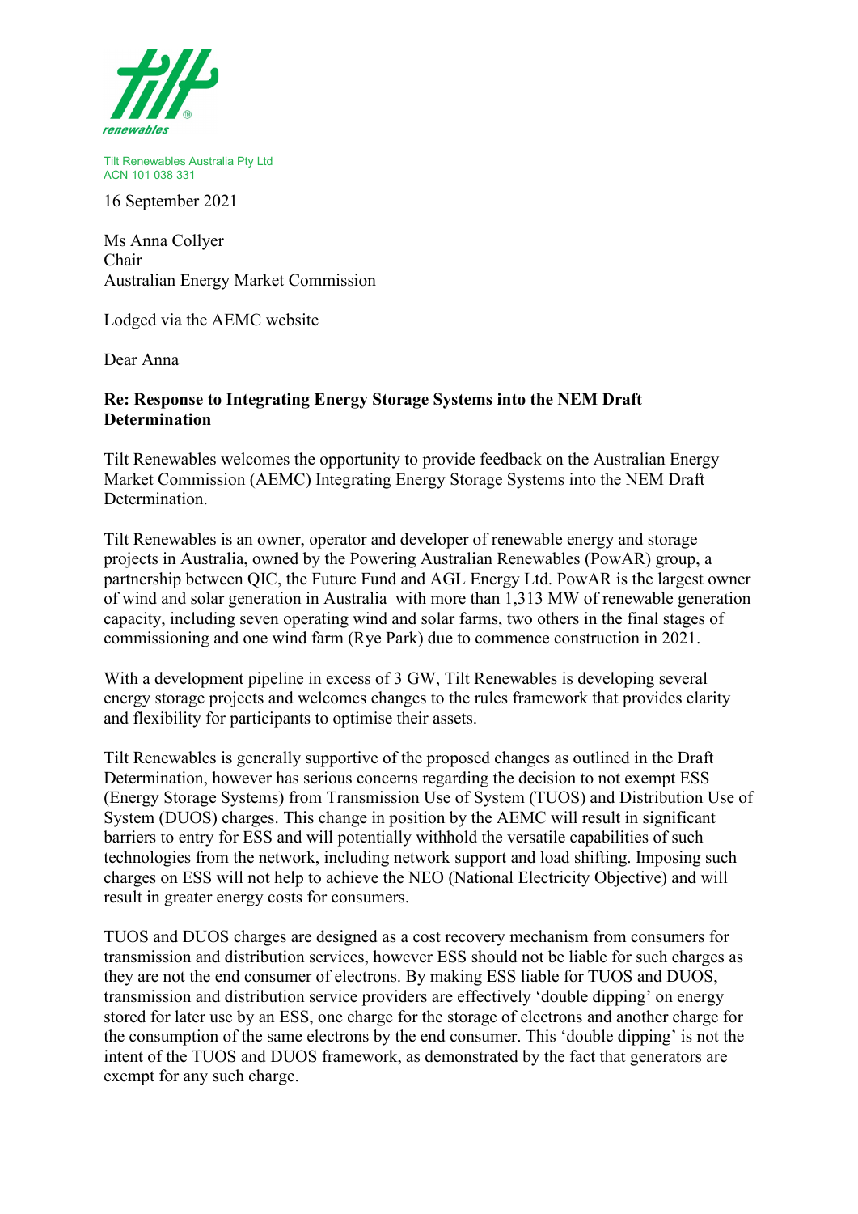Tilt Renewables Australia Pty Ltd
ACN 101 038 331

16 September 2021

Ms Anna Collyer
Chair
Australian Energy Market Commission

Lodged via the AEMC website

Dear Anna

**Re: Response to Integrating Energy Storage Systems into the NEM Draft Determination**

Tilt Renewables welcomes the opportunity to provide feedback on the Australian Energy Market Commission (AEMC) Integrating Energy Storage Systems into the NEM Draft Determination.

Tilt Renewables is an owner, operator and developer of renewable energy and storage projects in Australia, owned by the Powering Australian Renewables (PowAR) group, a partnership between QIC, the Future Fund and AGL Energy Ltd. PowAR is the largest owner of wind and solar generation in Australia with more than 1,313 MW of renewable generation capacity, including seven operating wind and solar farms, two others in the final stages of commissioning and one wind farm (Rye Park) due to commence construction in 2021.

With a development pipeline in excess of 3 GW, Tilt Renewables is developing several energy storage projects and welcomes changes to the rules framework that provides clarity and flexibility for participants to optimise their assets.

Tilt Renewables is generally supportive of the proposed changes as outlined in the Draft Determination, however has serious concerns regarding the decision to not exempt ESS (Energy Storage Systems) from Transmission Use of System (TUOS) and Distribution Use of System (DUOS) charges. This change in position by the AEMC will result in significant barriers to entry for ESS and will potentially withhold the versatile capabilities of such technologies from the network, including network support and load shifting. Imposing such charges on ESS will not help to achieve the NEO (National Electricity Objective) and will result in greater energy costs for consumers.

TUOS and DUOS charges are designed as a cost recovery mechanism from consumers for transmission and distribution services, however ESS should not be liable for such charges as they are not the end consumer of electrons. By making ESS liable for TUOS and DUOS, transmission and distribution service providers are effectively 'double dipping' on energy stored for later use by an ESS, one charge for the storage of electrons and another charge for the consumption of the same electrons by the end consumer. This 'double dipping' is not the intent of the TUOS and DUOS framework, as demonstrated by the fact that generators are exempt for any such charge.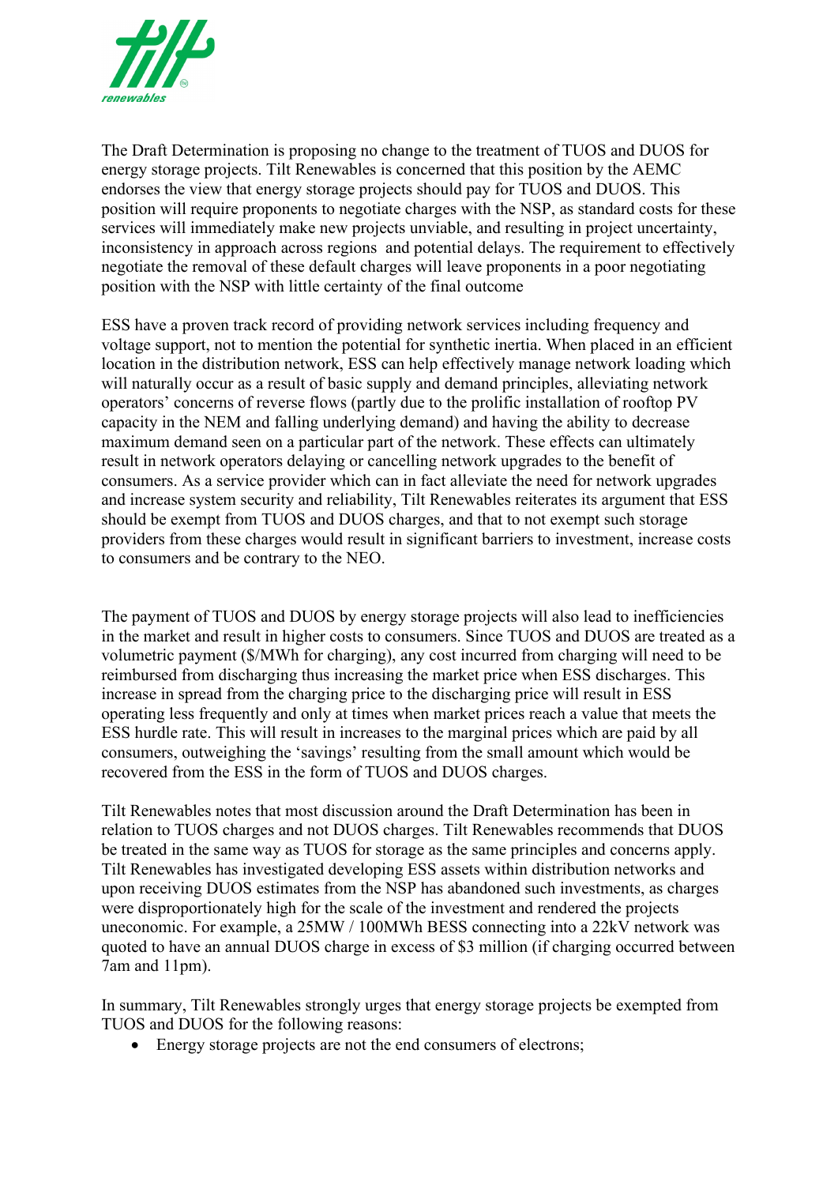The Draft Determination is proposing no change to the treatment of TUOS and DUOS for energy storage projects. Tilt Renewables is concerned that this position by the AEMC endorses the view that energy storage projects should pay for TUOS and DUOS. This position will require proponents to negotiate charges with the NSP, as standard costs for these services will immediately make new projects unviable, and resulting in project uncertainty, inconsistency in approach across regions and potential delays. The requirement to effectively negotiate the removal of these default charges will leave proponents in a poor negotiating position with the NSP with little certainty of the final outcome

ESS have a proven track record of providing network services including frequency and voltage support, not to mention the potential for synthetic inertia. When placed in an efficient location in the distribution network, ESS can help effectively manage network loading which will naturally occur as a result of basic supply and demand principles, alleviating network operators' concerns of reverse flows (partly due to the prolific installation of rooftop PV capacity in the NEM and falling underlying demand) and having the ability to decrease maximum demand seen on a particular part of the network. These effects can ultimately result in network operators delaying or cancelling network upgrades to the benefit of consumers. As a service provider which can in fact alleviate the need for network upgrades and increase system security and reliability, Tilt Renewables reiterates its argument that ESS should be exempt from TUOS and DUOS charges, and that to not exempt such storage providers from these charges would result in significant barriers to investment, increase costs to consumers and be contrary to the NEO.

The payment of TUOS and DUOS by energy storage projects will also lead to inefficiencies in the market and result in higher costs to consumers. Since TUOS and DUOS are treated as a volumetric payment ($/MWh for charging), any cost incurred from charging will need to be reimbursed from discharging thus increasing the market price when ESS discharges. This increase in spread from the charging price to the discharging price will result in ESS operating less frequently and only at times when market prices reach a value that meets the ESS hurdle rate. This will result in increases to the marginal prices which are paid by all consumers, outweighing the 'savings' resulting from the small amount which would be recovered from the ESS in the form of TUOS and DUOS charges.

Tilt Renewables notes that most discussion around the Draft Determination has been in relation to TUOS charges and not DUOS charges. Tilt Renewables recommends that DUOS be treated in the same way as TUOS for storage as the same principles and concerns apply. Tilt Renewables has investigated developing ESS assets within distribution networks and upon receiving DUOS estimates from the NSP has abandoned such investments, as charges were disproportionately high for the scale of the investment and rendered the projects uneconomic. For example, a 25MW / 100MWh BESS connecting into a 22kV network was quoted to have an annual DUOS charge in excess of $3 million (if charging occurred between 7am and 11pm).

In summary, Tilt Renewables strongly urges that energy storage projects be exempted from TUOS and DUOS for the following reasons:

- Energy storage projects are not the end consumers of electrons;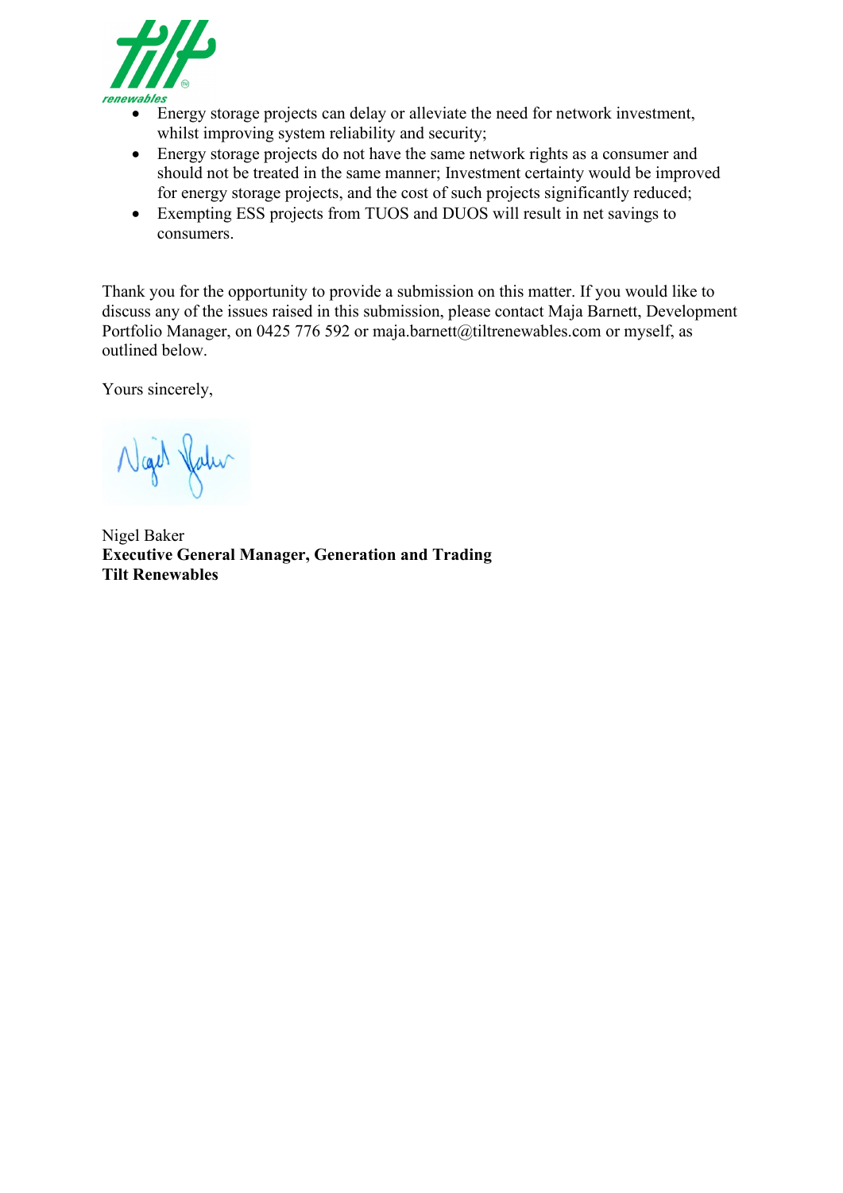- Energy storage projects can delay or alleviate the need for network investment, whilst improving system reliability and security;
- Energy storage projects do not have the same network rights as a consumer and should not be treated in the same manner; Investment certainty would be improved for energy storage projects, and the cost of such projects significantly reduced;
- Exempting ESS projects from TUOS and DUOS will result in net savings to consumers.

Thank you for the opportunity to provide a submission on this matter. If you would like to discuss any of the issues raised in this submission, please contact Maja Barnett, Development Portfolio Manager, on 0425 776 592 or maja.barnett@tiltrenewables.com or myself, as outlined below.

Yours sincerely,

Nigel Baker
**Executive General Manager, Generation and Trading**
**Tilt Renewables**